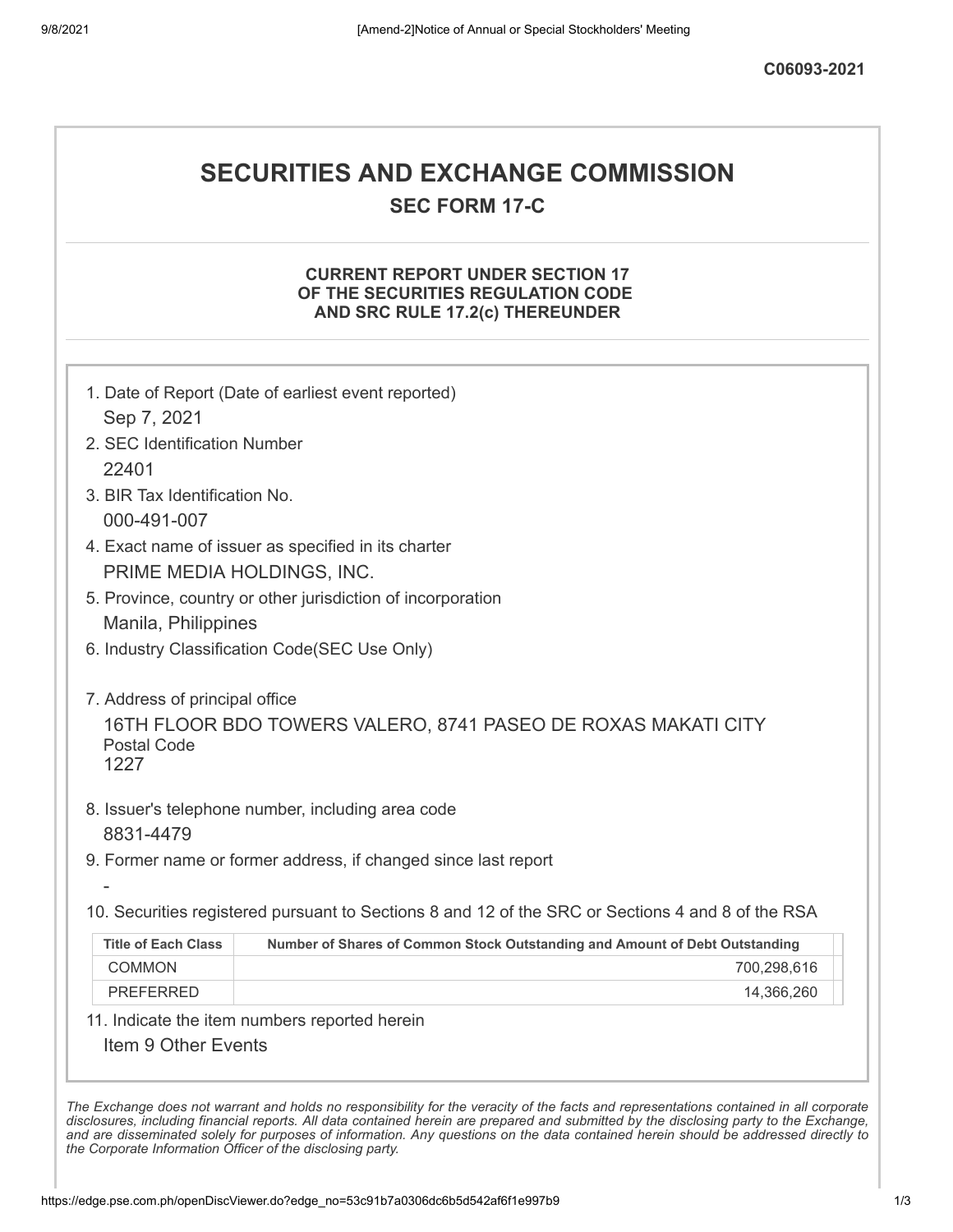C06093-2021

# SECURITIES AND EXCHANGE COMMISSION

## SEC FORM 17-C

### CURRENT REPORT UNDER SECTION 17 OF THE SECURITIES REGULATION CODE AND SRC RULE 17.2(c) THEREUNDER

1. Date of Report (Date of earliest event reported)
   Sep 7, 2021
2. SEC Identification Number
   22401
3. BIR Tax Identification No.
   000-491-007
4. Exact name of issuer as specified in its charter
   PRIME MEDIA HOLDINGS, INC.
5. Province, country or other jurisdiction of incorporation
   Manila, Philippines
6. Industry Classification Code(SEC Use Only)

7. Address of principal office
   16TH FLOOR BDO TOWERS VALERO, 8741 PASEO DE ROXAS MAKATI CITY
   Postal Code
   1227
8. Issuer's telephone number, including area code
   8831-4479
9. Former name or former address, if changed since last report
   -
10. Securities registered pursuant to Sections 8 and 12 of the SRC or Sections 4 and 8 of the RSA

| Title of Each Class | Number of Shares of Common Stock Outstanding and Amount of Debt Outstanding |
|---|---|
| COMMON | 700,298,616 |
| PREFERRED | 14,366,260 |

11. Indicate the item numbers reported herein
    Item 9 Other Events

*The Exchange does not warrant and holds no responsibility for the veracity of the facts and representations contained in all corporate disclosures, including financial reports. All data contained herein are prepared and submitted by the disclosing party to the Exchange, and are disseminated solely for purposes of information. Any questions on the data contained herein should be addressed directly to the Corporate Information Officer of the disclosing party.*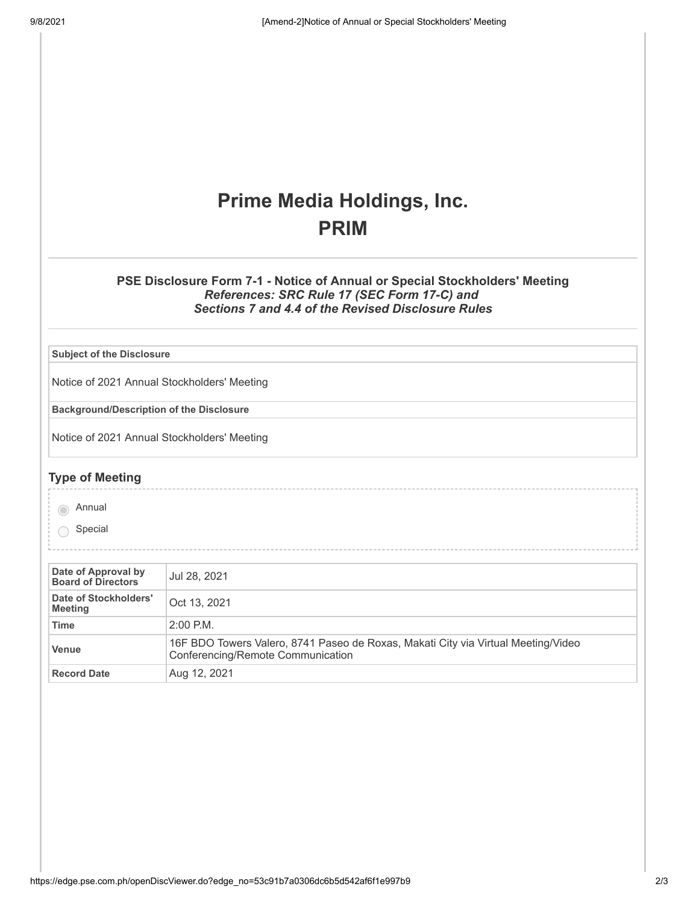# Prime Media Holdings, Inc.
# PRIM

### PSE Disclosure Form 7-1 - Notice of Annual or Special Stockholders' Meeting
***References: SRC Rule 17 (SEC Form 17-C) and Sections 7 and 4.4 of the Revised Disclosure Rules***

| Subject of the Disclosure |
|---|
| Notice of 2021 Annual Stockholders' Meeting |
| **Background/Description of the Disclosure** |
| Notice of 2021 Annual Stockholders' Meeting |

## Type of Meeting

- [x] Annual
- [ ] Special

| | |
|---|---|
| **Date of Approval by Board of Directors** | Jul 28, 2021 |
| **Date of Stockholders' Meeting** | Oct 13, 2021 |
| **Time** | 2:00 P.M. |
| **Venue** | 16F BDO Towers Valero, 8741 Paseo de Roxas, Makati City via Virtual Meeting/Video Conferencing/Remote Communication |
| **Record Date** | Aug 12, 2021 |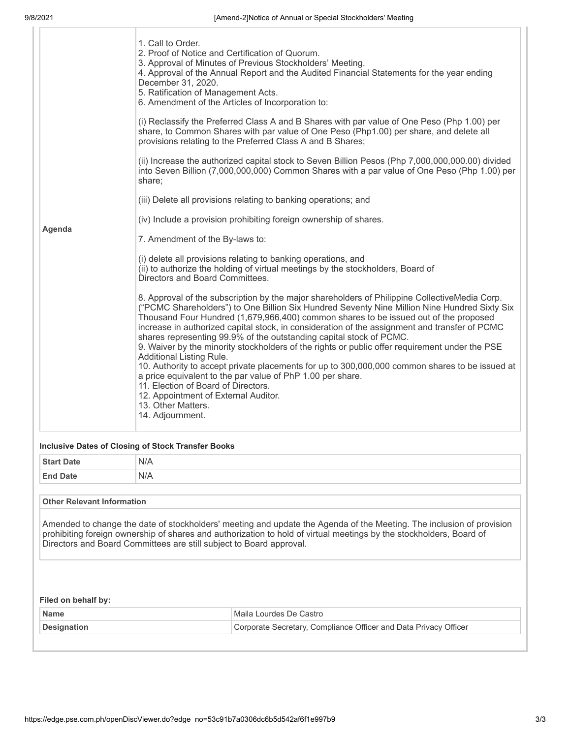| | |
|---|---|
| Agenda | 1. Call to Order.<br>2. Proof of Notice and Certification of Quorum.<br>3. Approval of Minutes of Previous Stockholders' Meeting.<br>4. Approval of the Annual Report and the Audited Financial Statements for the year ending December 31, 2020.<br>5. Ratification of Management Acts.<br>6. Amendment of the Articles of Incorporation to:<br><br>(i) Reclassify the Preferred Class A and B Shares with par value of One Peso (Php 1.00) per share, to Common Shares with par value of One Peso (Php1.00) per share, and delete all provisions relating to the Preferred Class A and B Shares;<br><br>(ii) Increase the authorized capital stock to Seven Billion Pesos (Php 7,000,000,000.00) divided into Seven Billion (7,000,000,000) Common Shares with a par value of One Peso (Php 1.00) per share;<br><br>(iii) Delete all provisions relating to banking operations; and<br><br>(iv) Include a provision prohibiting foreign ownership of shares.<br><br>7. Amendment of the By-laws to:<br><br>(i) delete all provisions relating to banking operations, and<br>(ii) to authorize the holding of virtual meetings by the stockholders, Board of Directors and Board Committees.<br><br>8. Approval of the subscription by the major shareholders of Philippine CollectiveMedia Corp. ("PCMC Shareholders") to One Billion Six Hundred Seventy Nine Million Nine Hundred Sixty Six Thousand Four Hundred (1,679,966,400) common shares to be issued out of the proposed increase in authorized capital stock, in consideration of the assignment and transfer of PCMC shares representing 99.9% of the outstanding capital stock of PCMC.<br>9. Waiver by the minority stockholders of the rights or public offer requirement under the PSE Additional Listing Rule.<br>10. Authority to accept private placements for up to 300,000,000 common shares to be issued at a price equivalent to the par value of PhP 1.00 per share.<br>11. Election of Board of Directors.<br>12. Appointment of External Auditor.<br>13. Other Matters.<br>14. Adjournment. |

**Inclusive Dates of Closing of Stock Transfer Books**

| | |
|---|---|
| Start Date | N/A |
| End Date | N/A |

**Other Relevant Information**

Amended to change the date of stockholders' meeting and update the Agenda of the Meeting. The inclusion of provision prohibiting foreign ownership of shares and authorization to hold of virtual meetings by the stockholders, Board of Directors and Board Committees are still subject to Board approval.

**Filed on behalf by:**

| | |
|---|---|
| Name | Maila Lourdes De Castro |
| Designation | Corporate Secretary, Compliance Officer and Data Privacy Officer |